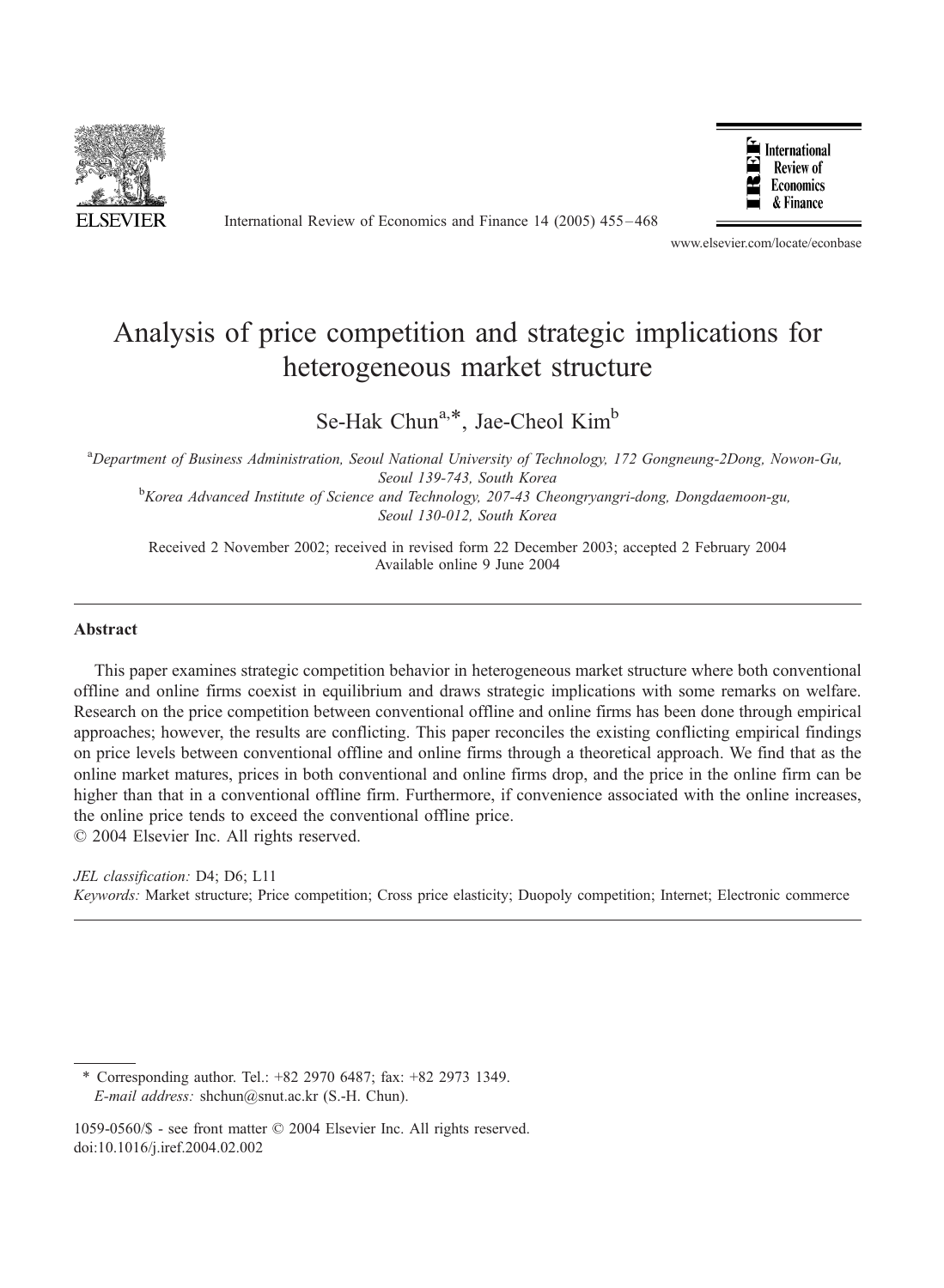# Analysis of price competition and strategic implications for heterogeneous market structure

Se-Hak Chun[a,*], Jae-Cheol Kim[b]

[a]*Department of Business Administration, Seoul National University of Technology, 172 Gongneung-2Dong, Nowon-Gu, Seoul 139-743, South Korea*

[b]*Korea Advanced Institute of Science and Technology, 207-43 Cheongryangri-dong, Dongdaemoon-gu, Seoul 130-012, South Korea*

Received 2 November 2002; received in revised form 22 December 2003; accepted 2 February 2004
Available online 9 June 2004

---

## Abstract

This paper examines strategic competition behavior in heterogeneous market structure where both conventional offline and online firms coexist in equilibrium and draws strategic implications with some remarks on welfare. Research on the price competition between conventional offline and online firms has been done through empirical approaches; however, the results are conflicting. This paper reconciles the existing conflicting empirical findings on price levels between conventional offline and online firms through a theoretical approach. We find that as the online market matures, prices in both conventional and online firms drop, and the price in the online firm can be higher than that in a conventional offline firm. Furthermore, if convenience associated with the online increases, the online price tends to exceed the conventional offline price.

© 2004 Elsevier Inc. All rights reserved.

*JEL classification:* D4; D6; L11

*Keywords:* Market structure; Price competition; Cross price elasticity; Duopoly competition; Internet; Electronic commerce

---

\* Corresponding author. Tel.: +82 2970 6487; fax: +82 2973 1349.
*E-mail address:* shchun@snut.ac.kr (S.-H. Chun).

1059-0560/$ - see front matter © 2004 Elsevier Inc. All rights reserved.
doi:10.1016/j.iref.2004.02.002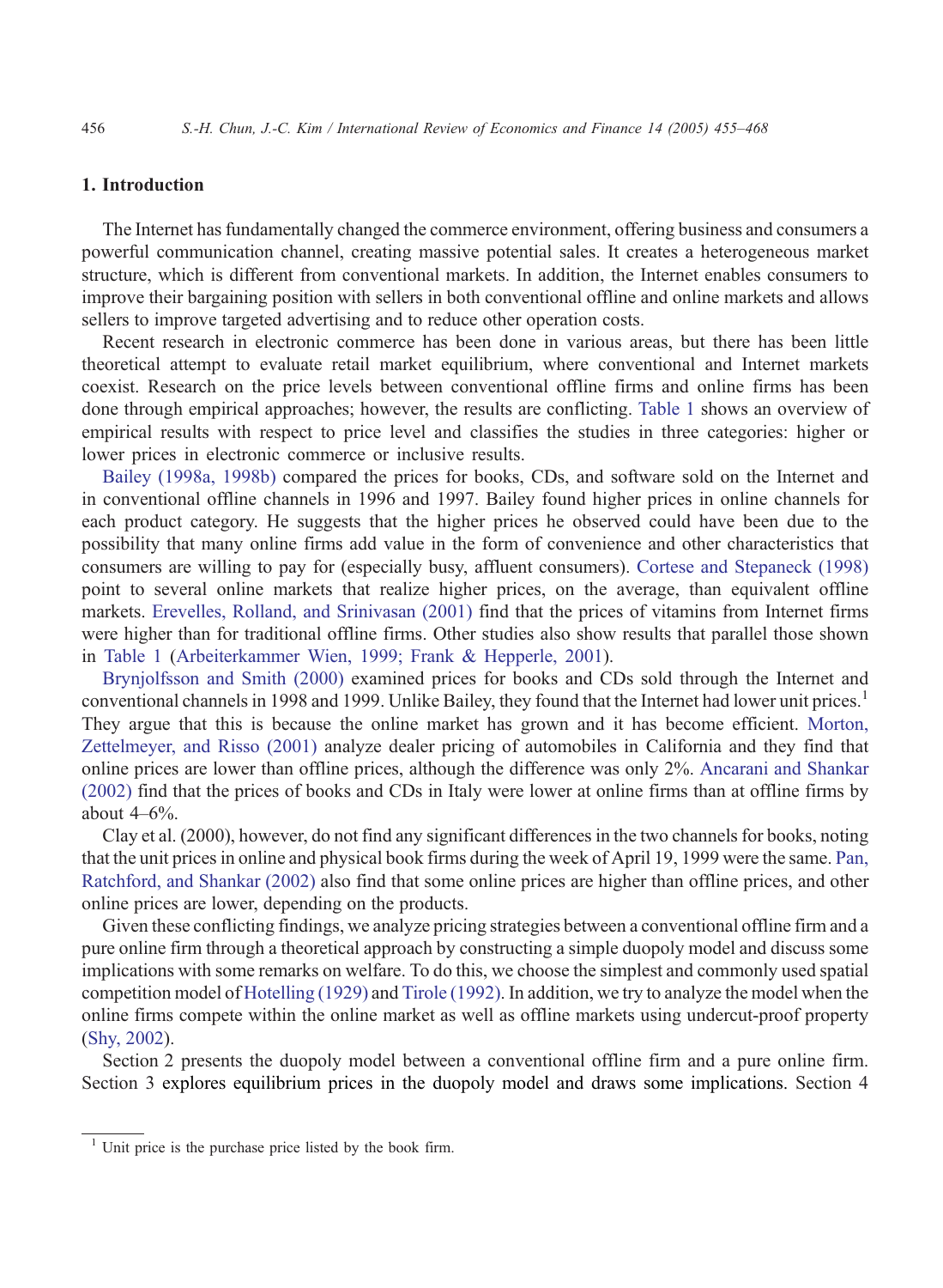## 1. Introduction

The Internet has fundamentally changed the commerce environment, offering business and consumers a powerful communication channel, creating massive potential sales. It creates a heterogeneous market structure, which is different from conventional markets. In addition, the Internet enables consumers to improve their bargaining position with sellers in both conventional offline and online markets and allows sellers to improve targeted advertising and to reduce other operation costs.

Recent research in electronic commerce has been done in various areas, but there has been little theoretical attempt to evaluate retail market equilibrium, where conventional and Internet markets coexist. Research on the price levels between conventional offline firms and online firms has been done through empirical approaches; however, the results are conflicting. Table 1 shows an overview of empirical results with respect to price level and classifies the studies in three categories: higher or lower prices in electronic commerce or inclusive results.

Bailey (1998a, 1998b) compared the prices for books, CDs, and software sold on the Internet and in conventional offline channels in 1996 and 1997. Bailey found higher prices in online channels for each product category. He suggests that the higher prices he observed could have been due to the possibility that many online firms add value in the form of convenience and other characteristics that consumers are willing to pay for (especially busy, affluent consumers). Cortese and Stepaneck (1998) point to several online markets that realize higher prices, on the average, than equivalent offline markets. Erevelles, Rolland, and Srinivasan (2001) find that the prices of vitamins from Internet firms were higher than for traditional offline firms. Other studies also show results that parallel those shown in Table 1 (Arbeiterkammer Wien, 1999; Frank & Hepperle, 2001).

Brynjolfsson and Smith (2000) examined prices for books and CDs sold through the Internet and conventional channels in 1998 and 1999. Unlike Bailey, they found that the Internet had lower unit prices.[1] They argue that this is because the online market has grown and it has become efficient. Morton, Zettelmeyer, and Risso (2001) analyze dealer pricing of automobiles in California and they find that online prices are lower than offline prices, although the difference was only 2%. Ancarani and Shankar (2002) find that the prices of books and CDs in Italy were lower at online firms than at offline firms by about 4–6%.

Clay et al. (2000), however, do not find any significant differences in the two channels for books, noting that the unit prices in online and physical book firms during the week of April 19, 1999 were the same. Pan, Ratchford, and Shankar (2002) also find that some online prices are higher than offline prices, and other online prices are lower, depending on the products.

Given these conflicting findings, we analyze pricing strategies between a conventional offline firm and a pure online firm through a theoretical approach by constructing a simple duopoly model and discuss some implications with some remarks on welfare. To do this, we choose the simplest and commonly used spatial competition model of Hotelling (1929) and Tirole (1992). In addition, we try to analyze the model when the online firms compete within the online market as well as offline markets using undercut-proof property (Shy, 2002).

Section 2 presents the duopoly model between a conventional offline firm and a pure online firm. Section 3 explores equilibrium prices in the duopoly model and draws some implications. Section 4

[1] Unit price is the purchase price listed by the book firm.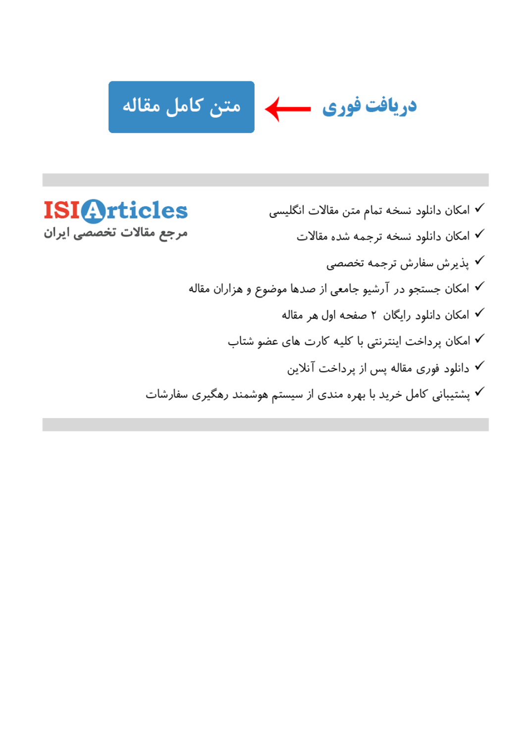دریافت فوری ← متن کامل مقاله

**ISIArticles**
مرجع مقالات تخصصی ایران

- ✓ امکان دانلود نسخه تمام متن مقالات انگلیسی
- ✓ امکان دانلود نسخه ترجمه شده مقالات
- ✓ پذیرش سفارش ترجمه تخصصی
- ✓ امکان جستجو در آرشیو جامعی از صدها موضوع و هزاران مقاله
- ✓ امکان دانلود رایگان ۲ صفحه اول هر مقاله
- ✓ امکان پرداخت اینترنتی با کلیه کارت های عضو شتاب
- ✓ دانلود فوری مقاله پس از پرداخت آنلاین
- ✓ پشتیبانی کامل خرید با بهره مندی از سیستم هوشمند رهگیری سفارشات